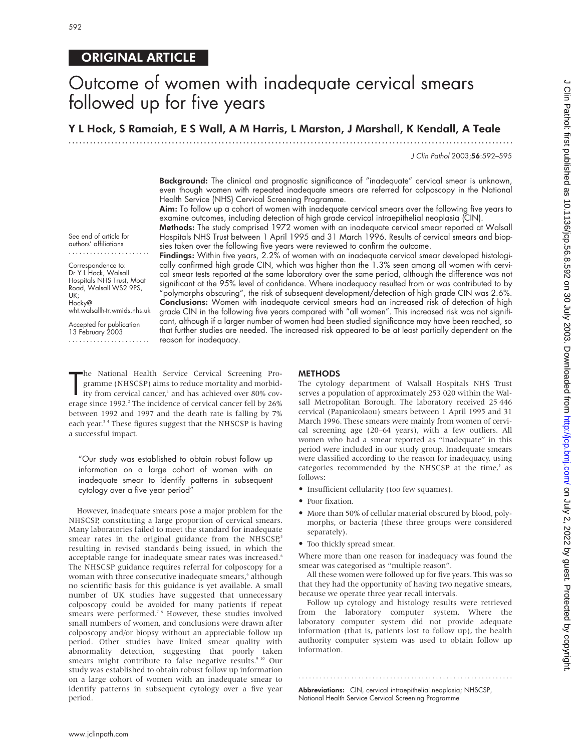ORIGINAL ARTICLE

# Outcome of women with inadequate cervical smears followed up for five years

**Y L Hock, S Ramaiah, E S Wall, A M Harris, L Marston, J Marshall, K Kendall, A Teale**

*J Clin Pathol* 2003;**56**:592–595

**Background:** The clinical and prognostic significance of "inadequate" cervical smear is unknown, even though women with repeated inadequate smears are referred for colposcopy in the National Health Service (NHS) Cervical Screening Programme.

**Aim:** To follow up a cohort of women with inadequate cervical smears over the following five years to examine outcomes, including detection of high grade cervical intraepithelial neoplasia (CIN).

**Methods:** The study comprised 1972 women with an inadequate cervical smear reported at Walsall Hospitals NHS Trust between 1 April 1995 and 31 March 1996. Results of cervical smears and biopsies taken over the following five years were reviewed to confirm the outcome.

**Findings:** Within five years, 2.2% of women with an inadequate cervical smear developed histologically confirmed high grade CIN, which was higher than the 1.3% seen among all women with cervical smear tests reported at the same laboratory over the same period, although the difference was not significant at the 95% level of confidence. Where inadequacy resulted from or was contributed to by "polymorphs obscuring", the risk of subsequent development/detection of high grade CIN was 2.6%.

**Conclusions:** Women with inadequate cervical smears had an increased risk of detection of high grade CIN in the following five years compared with "all women". This increased risk was not significant, although if a larger number of women had been studied significance may have been reached, so that further studies are needed. The increased risk appeared to be at least partially dependent on the reason for inadequacy.

See end of article for authors' affiliations

Correspondence to: Dr Y L Hock, Walsall Hospitals NHS Trust, Moat Road, Walsall WS2 9PS, UK; Hocky@wht.walsallh-tr.wmids.nhs.uk

Accepted for publication 13 February 2003

The National Health Service Cervical Screening Programme (NHSCSP) aims to reduce mortality and morbidity from cervical cancer,[1] and has achieved over 80% coverage since 1992.[2] The incidence of cervical cancer fell by 26% between 1992 and 1997 and the death rate is falling by 7% each year.[3 4] These figures suggest that the NHSCSP is having a successful impact.

> "Our study was established to obtain robust follow up information on a large cohort of women with an inadequate smear to identify patterns in subsequent cytology over a five year period"

However, inadequate smears pose a major problem for the NHSCSP, constituting a large proportion of cervical smears. Many laboratories failed to meet the standard for inadequate smear rates in the original guidance from the NHSCSP,[5] resulting in revised standards being issued, in which the acceptable range for inadequate smear rates was increased.[6] The NHSCSP guidance requires referral for colposcopy for a woman with three consecutive inadequate smears,[6] although no scientific basis for this guidance is yet available. A small number of UK studies have suggested that unnecessary colposcopy could be avoided for many patients if repeat smears were performed.[7 8] However, these studies involved small numbers of women, and conclusions were drawn after colposcopy and/or biopsy without an appreciable follow up period. Other studies have linked smear quality with abnormality detection, suggesting that poorly taken smears might contribute to false negative results.[9 10] Our study was established to obtain robust follow up information on a large cohort of women with an inadequate smear to identify patterns in subsequent cytology over a five year period.

## METHODS

The cytology department of Walsall Hospitals NHS Trust serves a population of approximately 253 020 within the Walsall Metropolitan Borough. The laboratory received 25 446 cervical (Papanicolaou) smears between 1 April 1995 and 31 March 1996. These smears were mainly from women of cervical screening age (20–64 years), with a few outliers. All women who had a smear reported as "inadequate" in this period were included in our study group. Inadequate smears were classified according to the reason for inadequacy, using categories recommended by the NHSCSP at the time,[5] as follows:

- Insufficient cellularity (too few squames).
- Poor fixation.
- More than 50% of cellular material obscured by blood, polymorphs, or bacteria (these three groups were considered separately).
- Too thickly spread smear.

Where more than one reason for inadequacy was found the smear was categorised as "multiple reason".

All these women were followed up for five years. This was so that they had the opportunity of having two negative smears, because we operate three year recall intervals.

Follow up cytology and histology results were retrieved from the laboratory computer system. Where the laboratory computer system did not provide adequate information (that is, patients lost to follow up), the health authority computer system was used to obtain follow up information.

**Abbreviations:** CIN, cervical intraepithelial neoplasia; NHSCSP, National Health Service Cervical Screening Programme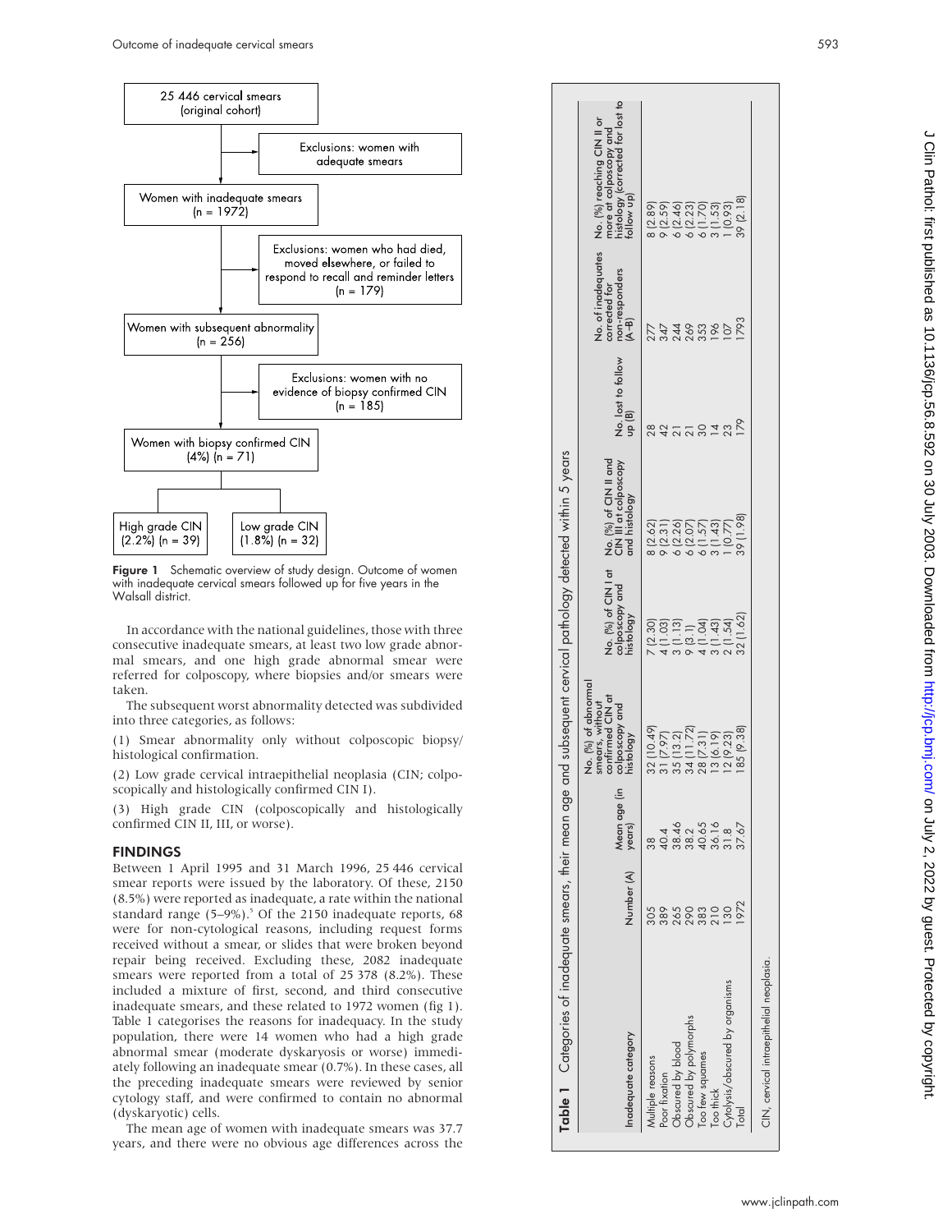25 446 cervical smears (original cohort)

Exclusions: women with adequate smears

Women with inadequate smears (n = 1972)

Exclusions: women who had died, moved elsewhere, or failed to respond to recall and reminder letters (n = 179)

Women with subsequent abnormality (n = 256)

Exclusions: women with no evidence of biopsy confirmed CIN (n = 185)

Women with biopsy confirmed CIN (4%) (n = 71)

High grade CIN (2.2%) (n = 39)

Low grade CIN (1.8%) (n = 32)

**Figure 1** Schematic overview of study design. Outcome of women with inadequate cervical smears followed up for five years in the Walsall district.

In accordance with the national guidelines, those with three consecutive inadequate smears, at least two low grade abnormal smears, and one high grade abnormal smear were referred for colposcopy, where biopsies and/or smears were taken.

The subsequent worst abnormality detected was subdivided into three categories, as follows:

(1) Smear abnormality only without colposcopic biopsy/histological confirmation.

(2) Low grade cervical intraepithelial neoplasia (CIN; colposcopically and histologically confirmed CIN I).

(3) High grade CIN (colposcopically and histologically confirmed CIN II, III, or worse).

## FINDINGS

Between 1 April 1995 and 31 March 1996, 25 446 cervical smear reports were issued by the laboratory. Of these, 2150 (8.5%) were reported as inadequate, a rate within the national standard range (5–9%).[5] Of the 2150 inadequate reports, 68 were for non-cytological reasons, including request forms received without a smear, or slides that were broken beyond repair being received. Excluding these, 2082 inadequate smears were reported from a total of 25 378 (8.2%). These included a mixture of first, second, and third consecutive inadequate smears, and these related to 1972 women (fig 1). Table 1 categorises the reasons for inadequacy. In the study population, there were 14 women who had a high grade abnormal smear (moderate dyskaryosis or worse) immediately following an inadequate smear (0.7%). In these cases, all the preceding inadequate smears were reviewed by senior cytology staff, and were confirmed to contain no abnormal (dyskaryotic) cells.

The mean age of women with inadequate smears was 37.7 years, and there were no obvious age differences across the

**Table 1** Categories of inadequate smears, their mean age and subsequent cervical pathology detected within 5 years

| Inadequate category | Number (A) | Mean age (in years) | No. (%) of abnormal smears, without confirmed CIN at colposcopy and histology | No. (%) of CIN I at colposcopy and histology | No. (%) of CIN II and CIN III at colposcopy and histology | No. lost to follow up (B) | No. of inadequates corrected for non-responders (A–B) | No. (%) reaching CIN II or more at colposcopy and histology (corrected for lost to follow up) |
|---|---|---|---|---|---|---|---|---|
| Multiple reasons | 305 | 38 | 32 (10.49) | 7 (2.30) | 8 (2.62) | 28 | 277 | 8 (2.89) |
| Poor fixation | 389 | 40.4 | 31 (7.97) | 4 (1.03) | 9 (2.31) | 42 | 347 | 9 (2.59) |
| Obscured by blood | 265 | 38.46 | 35 (13.2) | 3 (1.13) | 6 (2.26) | 21 | 244 | 6 (2.46) |
| Obscured by polymorphs | 290 | 38.2 | 34 (11.72) | 9 (3.1) | 6 (2.07) | 21 | 269 | 6 (2.23) |
| Too few squames | 383 | 40.65 | 28 (7.31) | 4 (1.04) | 6 (1.57) | 30 | 353 | 6 (1.70) |
| Too thick | 210 | 36.16 | 13 (6.19) | 3 (1.43) | 3 (1.43) | 14 | 196 | 3 (1.53) |
| Cytolysis/obscured by organisms | 130 | 31.8 | 12 (9.23) | 2 (1.54) | 1 (0.77) | 23 | 107 | 1 (0.93) |
| Total | 1972 | 37.67 | 185 (9.38) | 32 (1.62) | 39 (1.98) | 179 | 1793 | 39 (2.18) |

CIN, cervical intraepithelial neoplasia.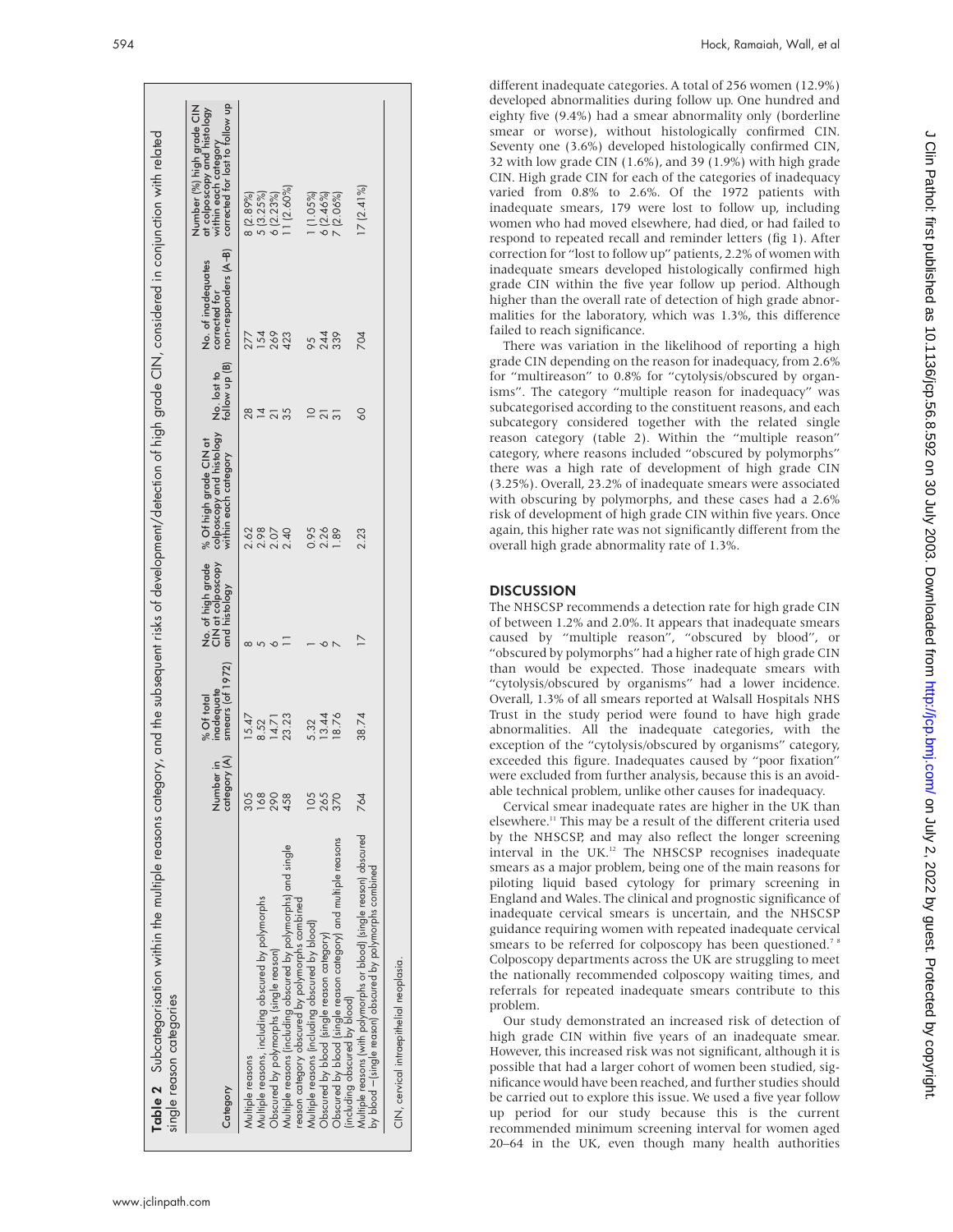**Table 2** Subcategorisation within the multiple reasons category, and the subsequent risks of development/detection of high grade CIN, considered in conjunction with related single reason categories

| Category | Number in category (A) | % Of total inadequate smears (of 1972) | No. of high grade CIN at colposcopy and histology | % Of high grade CIN at colposcopy and histology within each category | No. lost to follow up (B) | No. of inadequates corrected for non-responders (A–B) | Number (%) high grade CIN at colposcopy and histology within each category corrected for lost to follow up |
|---|---|---|---|---|---|---|---|
| Multiple reasons | 305 | 15.47 | 8 | 2.62 | 28 | 277 | 8 (2.89%) |
| Multiple reasons, including obscured by polymorphs | 168 | 8.52 | 5 | 2.98 | 14 | 154 | 5 (3.25%) |
| Obscured by polymorphs (single reason) | 290 | 14.71 | 6 | 2.07 | 21 | 269 | 6 (2.23%) |
| Multiple reasons (including obscured by polymorphs) and single reason category obscured by polymorphs combined | 458 | 23.23 | 11 | 2.40 | 35 | 423 | 11 (2.60%) |
| Multiple reasons (including obscured by blood) | 105 | 5.32 | 1 | 0.95 | 10 | 95 | 1 (1.05%) |
| Obscured by blood (single reason category) | 265 | 13.44 | 6 | 2.26 | 21 | 244 | 6 (2.46%) |
| Obscured by blood (single reason category) and multiple reasons (including obscured by blood) | 370 | 18.76 | 7 | 1.89 | 31 | 339 | 7 (2.06%) |
| Multiple reasons (with polymorphs or blood) (single reason) obscured by blood – (single reason) obscured by polymorphs combined | 764 | 38.74 | 17 | 2.23 | 60 | 704 | 17 (2.41%) |

CIN, cervical intraepithelial neoplasia.

different inadequate categories. A total of 256 women (12.9%) developed abnormalities during follow up. One hundred and eighty five (9.4%) had a smear abnormality only (borderline smear or worse), without histologically confirmed CIN. Seventy one (3.6%) developed histologically confirmed CIN, 32 with low grade CIN (1.6%), and 39 (1.9%) with high grade CIN. High grade CIN for each of the categories of inadequacy varied from 0.8% to 2.6%. Of the 1972 patients with inadequate smears, 179 were lost to follow up, including women who had moved elsewhere, had died, or had failed to respond to repeated recall and reminder letters (fig 1). After correction for "lost to follow up" patients, 2.2% of women with inadequate smears developed histologically confirmed high grade CIN within the five year follow up period. Although higher than the overall rate of detection of high grade abnormalities for the laboratory, which was 1.3%, this difference failed to reach significance.

There was variation in the likelihood of reporting a high grade CIN depending on the reason for inadequacy, from 2.6% for "multireason" to 0.8% for "cytolysis/obscured by organisms". The category "multiple reason for inadequacy" was subcategorised according to the constituent reasons, and each subcategory considered together with the related single reason category (table 2). Within the "multiple reason" category, where reasons included "obscured by polymorphs" there was a high rate of development of high grade CIN (3.25%). Overall, 23.2% of inadequate smears were associated with obscuring by polymorphs, and these cases had a 2.6% risk of development of high grade CIN within five years. Once again, this higher rate was not significantly different from the overall high grade abnormality rate of 1.3%.

## DISCUSSION

The NHSCSP recommends a detection rate for high grade CIN of between 1.2% and 2.0%. It appears that inadequate smears caused by "multiple reason", "obscured by blood", or "obscured by polymorphs" had a higher rate of high grade CIN than would be expected. Those inadequate smears with "cytolysis/obscured by organisms" had a lower incidence. Overall, 1.3% of all smears reported at Walsall Hospitals NHS Trust in the study period were found to have high grade abnormalities. All the inadequate categories, with the exception of the "cytolysis/obscured by organisms" category, exceeded this figure. Inadequates caused by "poor fixation" were excluded from further analysis, because this is an avoidable technical problem, unlike other causes for inadequacy.

Cervical smear inadequate rates are higher in the UK than elsewhere.[11] This may be a result of the different criteria used by the NHSCSP, and may also reflect the longer screening interval in the UK.[12] The NHSCSP recognises inadequate smears as a major problem, being one of the main reasons for piloting liquid based cytology for primary screening in England and Wales. The clinical and prognostic significance of inadequate cervical smears is uncertain, and the NHSCSP guidance requiring women with repeated inadequate cervical smears to be referred for colposcopy has been questioned.[7 8] Colposcopy departments across the UK are struggling to meet the nationally recommended colposcopy waiting times, and referrals for repeated inadequate smears contribute to this problem.

Our study demonstrated an increased risk of detection of high grade CIN within five years of an inadequate smear. However, this increased risk was not significant, although it is possible that had a larger cohort of women been studied, significance would have been reached, and further studies should be carried out to explore this issue. We used a five year follow up period for our study because this is the current recommended minimum screening interval for women aged 20–64 in the UK, even though many health authorities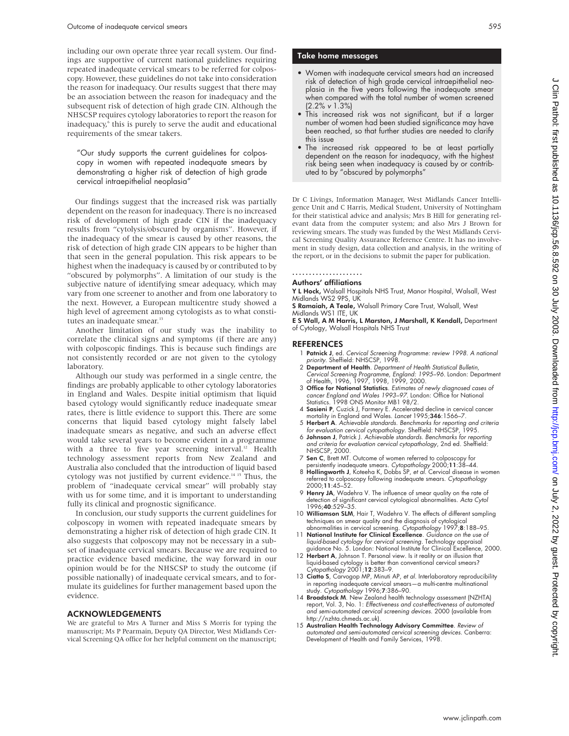including our own operate three year recall system. Our findings are supportive of current national guidelines requiring repeated inadequate cervical smears to be referred for colposcopy. However, these guidelines do not take into consideration the reason for inadequacy. Our results suggest that there may be an association between the reason for inadequacy and the subsequent risk of detection of high grade CIN. Although the NHSCSP requires cytology laboratories to report the reason for inadequacy,[6] this is purely to serve the audit and educational requirements of the smear takers.

> "Our study supports the current guidelines for colposcopy in women with repeated inadequate smears by demonstrating a higher risk of detection of high grade cervical intraepithelial neoplasia"

Our findings suggest that the increased risk was partially dependent on the reason for inadequacy. There is no increased risk of development of high grade CIN if the inadequacy results from "cytolysis/obscured by organisms". However, if the inadequacy of the smear is caused by other reasons, the risk of detection of high grade CIN appears to be higher than that seen in the general population. This risk appears to be highest when the inadequacy is caused by or contributed to by "obscured by polymorphs". A limitation of our study is the subjective nature of identifying smear adequacy, which may vary from one screener to another and from one laboratory to the next. However, a European multicentre study showed a high level of agreement among cytologists as to what constitutes an inadequate smear.[13]

Another limitation of our study was the inability to correlate the clinical signs and symptoms (if there are any) with colposcopic findings. This is because such findings are not consistently recorded or are not given to the cytology laboratory.

Although our study was performed in a single centre, the findings are probably applicable to other cytology laboratories in England and Wales. Despite initial optimism that liquid based cytology would significantly reduce inadequate smear rates, there is little evidence to support this. There are some concerns that liquid based cytology might falsely label inadequate smears as negative, and such an adverse effect would take several years to become evident in a programme with a three to five year screening interval.[12] Health technology assessment reports from New Zealand and Australia also concluded that the introduction of liquid based cytology was not justified by current evidence.[14,15] Thus, the problem of "inadequate cervical smear" will probably stay with us for some time, and it is important to understanding fully its clinical and prognostic significance.

In conclusion, our study supports the current guidelines for colposcopy in women with repeated inadequate smears by demonstrating a higher risk of detection of high grade CIN. It also suggests that colposcopy may not be necessary in a subset of inadequate cervical smears. Because we are required to practice evidence based medicine, the way forward in our opinion would be for the NHSCSP to study the outcome (if possible nationally) of inadequate cervical smears, and to formulate its guidelines for further management based upon the evidence.

## ACKNOWLEDGEMENTS

We are grateful to Mrs A Turner and Miss S Morris for typing the manuscript; Ms P Pearmain, Deputy QA Director, West Midlands Cervical Screening QA office for her helpful comment on the manuscript; Dr C Livings, Information Manager, West Midlands Cancer Intelligence Unit and C Harris, Medical Student, University of Nottingham for their statistical advice and analysis; Mrs B Hill for generating relevant data from the computer system; and also Mrs J Brown for reviewing smears. The study was funded by the West Midlands Cervical Screening Quality Assurance Reference Centre. It has no involvement in study design, data collection and analysis, in the writing of the report, or in the decisions to submit the paper for publication.

### Take home messages

- Women with inadequate cervical smears had an increased risk of detection of high grade cervical intraepithelial neoplasia in the five years following the inadequate smear when compared with the total number of women screened (2.2% *v* 1.3%)
- This increased risk was not significant, but if a larger number of women had been studied significance may have been reached, so that further studies are needed to clarify this issue
- The increased risk appeared to be at least partially dependent on the reason for inadequacy, with the highest risk being seen when inadequacy is caused by or contributed to by "obscured by polymorphs"

### Authors' affiliations

**Y L Hock,** Walsall Hospitals NHS Trust, Manor Hospital, Walsall, West Midlands WS2 9PS, UK
**S Ramaiah, A Teale,** Walsall Primary Care Trust, Walsall, West Midlands WS1 ITE, UK
**E S Wall, A M Harris, L Marston, J Marshall, K Kendall,** Department of Cytology, Walsall Hospitals NHS Trust

## REFERENCES

1. **Patnick J**, ed. *Cervical Screening Programme: review 1998. A national priority.* Sheffield: NHSCSP, 1998.
2. **Department of Health**. *Department of Health Statistical Bulletin, Cervical Screening Programme, England: 1995–96.* London: Department of Health, 1996, 1997, 1998, 1999, 2000.
3. **Office for National Statistics**. *Estimates of newly diagnosed cases of cancer England and Wales 1993–97.* London: Office for National Statistics. 1998 ONS Monitor MB1 98/2.
4. **Sasieni P**, Cuzick J, Farmery E. Accelerated decline in cervical cancer mortality in England and Wales. *Lancet* 1995;**346**:1566–7.
5. **Herbert A**. *Achievable standards. Benchmarks for reporting and criteria for evaluation cervical cytopathology.* Sheffield: NHSCSP, 1995.
6. **Johnson J**, Patrick J. *Achievable standards. Benchmarks for reporting and criteria for evaluation cervical cytopathology*, 2nd ed. Sheffield: NHSCSP, 2000.
7. **Sen C**, Brett MT. Outcome of women referred to colposcopy for persistently inadequate smears. *Cytopathology* 2000;**11**:38–44.
8. **Hollingworth J**, Koteeha K, Dobbs SP, *et al*. Cervical disease in women referred to colposcopy following inadequate smears. *Cytopathology* 2000;**11**:45–52.
9. **Henry JA**, Wadehra V. The influence of smear quality on the rate of detection of significant cervical cytological abnormalities. *Acta Cytol* 1996;**40**:529–35.
10. **Williamson SLM**, Hair T, Wadehra V. The effects of different sampling techniques on smear quality and the diagnosis of cytological abnormalities in cervical screening. *Cytopathology* 1997;**8**:188–95.
11. **National Institute for Clinical Excellence**. *Guidance on the use of liquid-based cytology for cervical screening.* Technology appraisal guidance No. 5. London: National Institute for Clinical Excellence, 2000.
12. **Herbert A**, Johnson T. Personal view. Is it reality or an illusion that liquid-based cytology is better than conventional cervical smears? *Cytopathology* 2001;**12**:383–9.
13. **Ciatto S**, Carvogop MP, Minuti AP, *et al*. Interlaboratory reproducibility in reporting inadequate cervical smears—a multi-centre multinational study. *Cytopathology* 1996;**7**:386–90.
14. **Broadstock M**. New Zealand health technology assessment (NZHTA) report, Vol. 3, No. 1: *Effectiveness and cost-effectiveness of automated and semi-automated cervical screening devices.* 2000 (available from http://nzhta.chmeds.ac.uk).
15. **Australian Health Technology Advisory Committee**. *Review of automated and semi-automated cervical screening devices.* Canberra: Development of Health and Family Services, 1998.